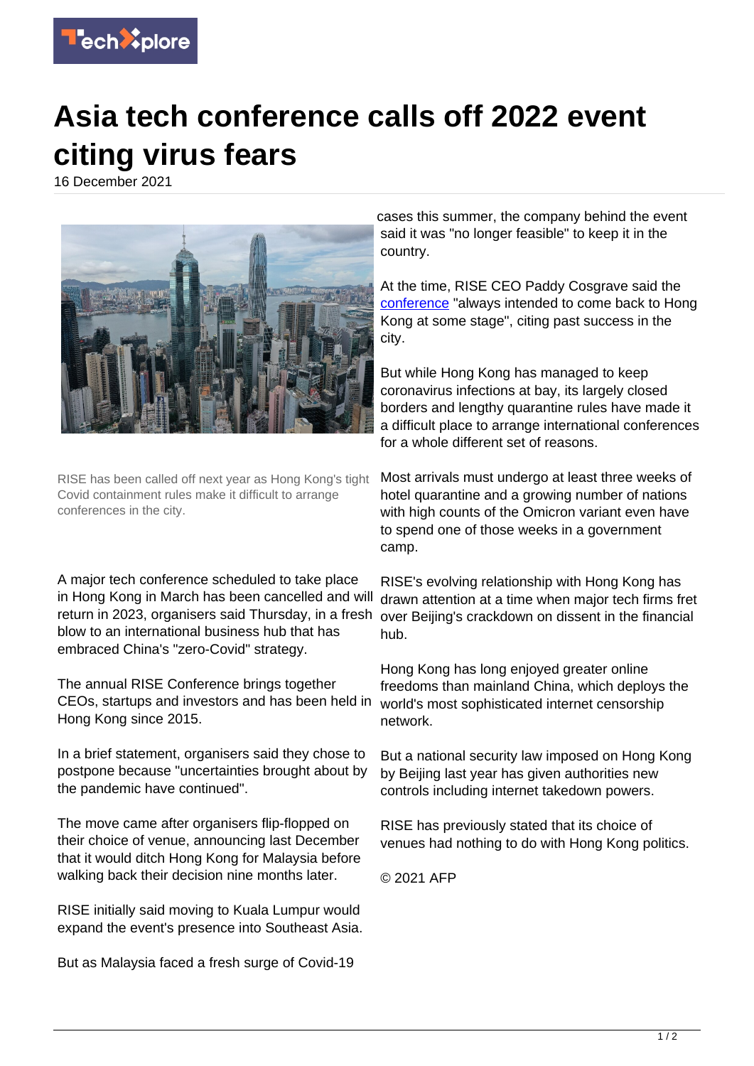# Asia tech conference calls off 2022 event citing virus fears

16 December 2021

RISE has been called off next year as Hong Kong's tight Covid containment rules make it difficult to arrange conferences in the city.

A major tech conference scheduled to take place in Hong Kong in March has been cancelled and will return in 2023, organisers said Thursday, in a fresh blow to an international business hub that has embraced China's "zero-Covid" strategy.

The annual RISE Conference brings together CEOs, startups and investors and has been held in Hong Kong since 2015.

In a brief statement, organisers said they chose to postpone because "uncertainties brought about by the pandemic have continued".

The move came after organisers flip-flopped on their choice of venue, announcing last December that it would ditch Hong Kong for Malaysia before walking back their decision nine months later.

RISE initially said moving to Kuala Lumpur would expand the event's presence into Southeast Asia.

But as Malaysia faced a fresh surge of Covid-19 cases this summer, the company behind the event said it was "no longer feasible" to keep it in the country.

At the time, RISE CEO Paddy Cosgrave said the conference "always intended to come back to Hong Kong at some stage", citing past success in the city.

But while Hong Kong has managed to keep coronavirus infections at bay, its largely closed borders and lengthy quarantine rules have made it a difficult place to arrange international conferences for a whole different set of reasons.

Most arrivals must undergo at least three weeks of hotel quarantine and a growing number of nations with high counts of the Omicron variant even have to spend one of those weeks in a government camp.

RISE's evolving relationship with Hong Kong has drawn attention at a time when major tech firms fret over Beijing's crackdown on dissent in the financial hub.

Hong Kong has long enjoyed greater online freedoms than mainland China, which deploys the world's most sophisticated internet censorship network.

But a national security law imposed on Hong Kong by Beijing last year has given authorities new controls including internet takedown powers.

RISE has previously stated that its choice of venues had nothing to do with Hong Kong politics.

© 2021 AFP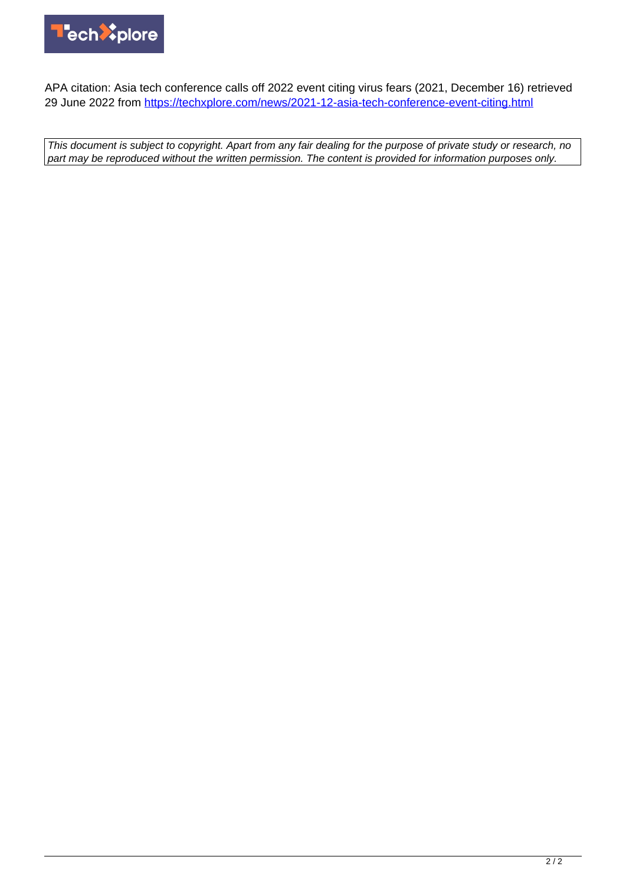APA citation: Asia tech conference calls off 2022 event citing virus fears (2021, December 16) retrieved 29 June 2022 from https://techxplore.com/news/2021-12-asia-tech-conference-event-citing.html

*This document is subject to copyright. Apart from any fair dealing for the purpose of private study or research, no part may be reproduced without the written permission. The content is provided for information purposes only.*